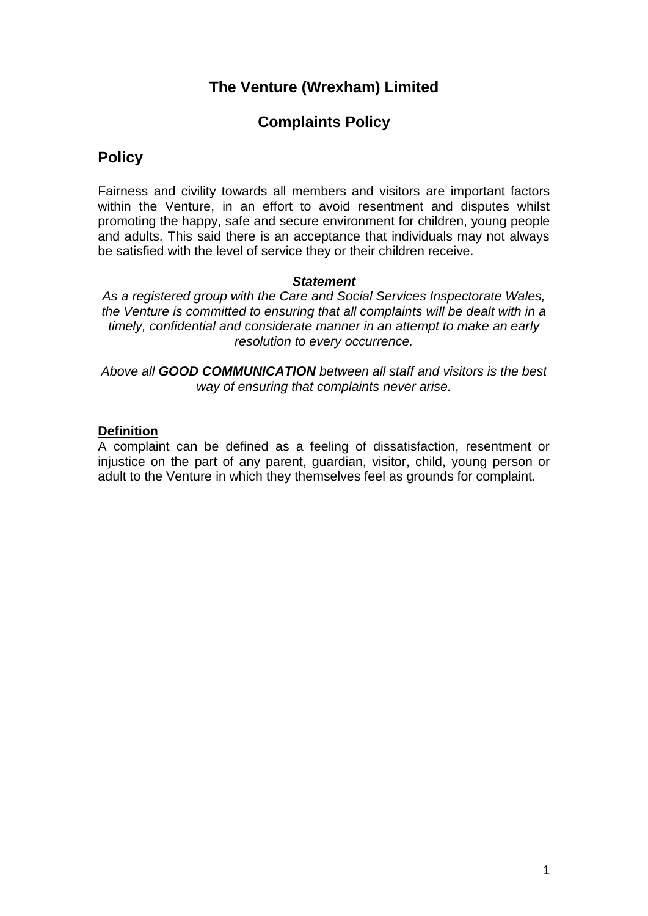# The Venture (Wrexham) Limited

# Complaints Policy

## Policy

Fairness and civility towards all members and visitors are important factors within the Venture, in an effort to avoid resentment and disputes whilst promoting the happy, safe and secure environment for children, young people and adults. This said there is an acceptance that individuals may not always be satisfied with the level of service they or their children receive.

***Statement***

*As a registered group with the Care and Social Services Inspectorate Wales, the Venture is committed to ensuring that all complaints will be dealt with in a timely, confidential and considerate manner in an attempt to make an early resolution to every occurrence.*

*Above all **GOOD COMMUNICATION** between all staff and visitors is the best way of ensuring that complaints never arise.*

**Definition**

A complaint can be defined as a feeling of dissatisfaction, resentment or injustice on the part of any parent, guardian, visitor, child, young person or adult to the Venture in which they themselves feel as grounds for complaint.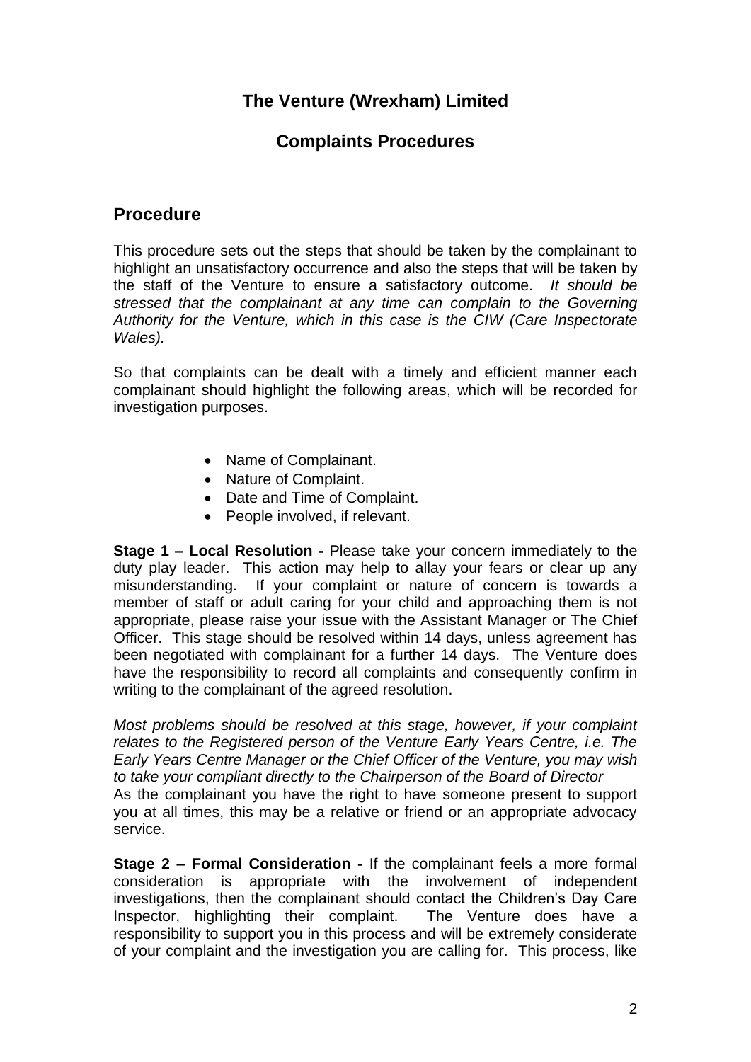# The Venture (Wrexham) Limited

## Complaints Procedures

## Procedure

This procedure sets out the steps that should be taken by the complainant to highlight an unsatisfactory occurrence and also the steps that will be taken by the staff of the Venture to ensure a satisfactory outcome. *It should be stressed that the complainant at any time can complain to the Governing Authority for the Venture, which in this case is the CIW (Care Inspectorate Wales).*

So that complaints can be dealt with a timely and efficient manner each complainant should highlight the following areas, which will be recorded for investigation purposes.

- Name of Complainant.
- Nature of Complaint.
- Date and Time of Complaint.
- People involved, if relevant.

**Stage 1 – Local Resolution -** Please take your concern immediately to the duty play leader. This action may help to allay your fears or clear up any misunderstanding. If your complaint or nature of concern is towards a member of staff or adult caring for your child and approaching them is not appropriate, please raise your issue with the Assistant Manager or The Chief Officer. This stage should be resolved within 14 days, unless agreement has been negotiated with complainant for a further 14 days. The Venture does have the responsibility to record all complaints and consequently confirm in writing to the complainant of the agreed resolution.

*Most problems should be resolved at this stage, however, if your complaint relates to the Registered person of the Venture Early Years Centre, i.e. The Early Years Centre Manager or the Chief Officer of the Venture, you may wish to take your compliant directly to the Chairperson of the Board of Director*
As the complainant you have the right to have someone present to support you at all times, this may be a relative or friend or an appropriate advocacy service.

**Stage 2 – Formal Consideration -** If the complainant feels a more formal consideration is appropriate with the involvement of independent investigations, then the complainant should contact the Children's Day Care Inspector, highlighting their complaint. The Venture does have a responsibility to support you in this process and will be extremely considerate of your complaint and the investigation you are calling for. This process, like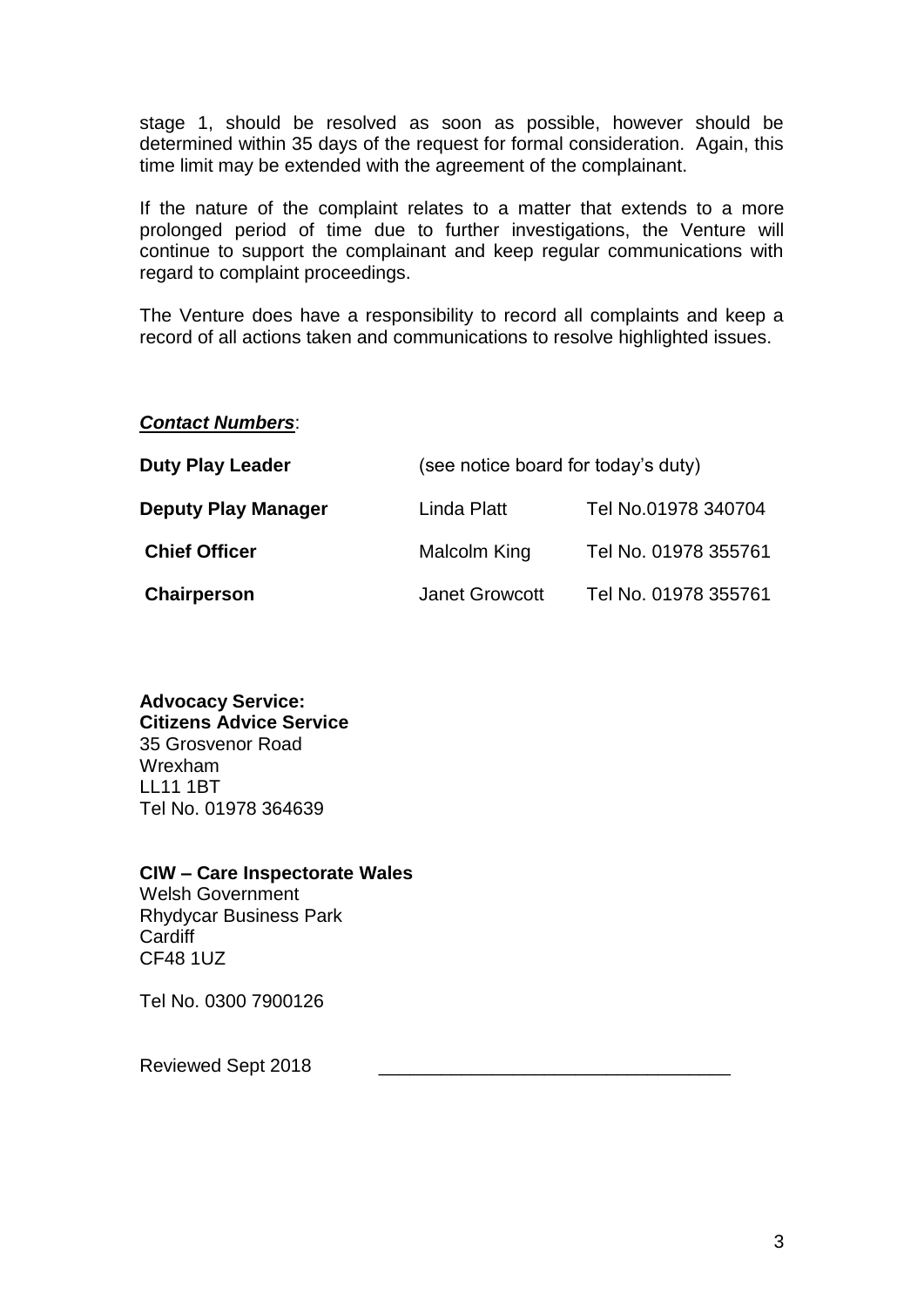stage 1, should be resolved as soon as possible, however should be determined within 35 days of the request for formal consideration. Again, this time limit may be extended with the agreement of the complainant.

If the nature of the complaint relates to a matter that extends to a more prolonged period of time due to further investigations, the Venture will continue to support the complainant and keep regular communications with regard to complaint proceedings.

The Venture does have a responsibility to record all complaints and keep a record of all actions taken and communications to resolve highlighted issues.

***Contact Numbers***:

| | | |
|---|---|---|
| **Duty Play Leader** | (see notice board for today's duty) | |
| **Deputy Play Manager** | Linda Platt | Tel No.01978 340704 |
| **Chief Officer** | Malcolm King | Tel No. 01978 355761 |
| **Chairperson** | Janet Growcott | Tel No. 01978 355761 |

**Advocacy Service:**
**Citizens Advice Service**
35 Grosvenor Road
Wrexham
LL11 1BT
Tel No. 01978 364639

**CIW – Care Inspectorate Wales**
Welsh Government
Rhydycar Business Park
Cardiff
CF48 1UZ

Tel No. 0300 7900126

Reviewed Sept 2018 ___________________________________